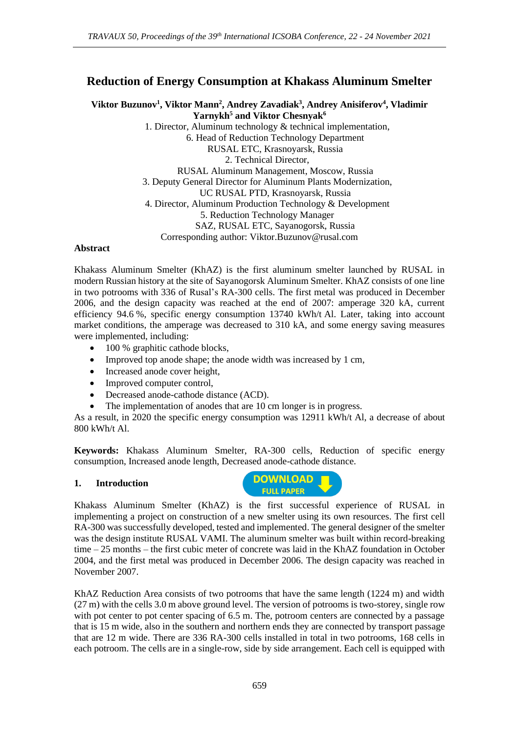# Reduction of Energy Consumption at Khakass Aluminum Smelter

**Viktor Buzunov[1], Viktor Mann[2], Andrey Zavadiak[3], Andrey Anisiferov[4], Vladimir Yarnykh[5] and Viktor Chesnyak[6]**

1. Director, Aluminum technology & technical implementation,
6. Head of Reduction Technology Department
RUSAL ETC, Krasnoyarsk, Russia
2. Technical Director,
RUSAL Aluminum Management, Moscow, Russia
3. Deputy General Director for Aluminum Plants Modernization,
UC RUSAL PTD, Krasnoyarsk, Russia
4. Director, Aluminum Production Technology & Development
5. Reduction Technology Manager
SAZ, RUSAL ETC, Sayanogorsk, Russia
Corresponding author: Viktor.Buzunov@rusal.com

### Abstract

Khakass Aluminum Smelter (KhAZ) is the first aluminum smelter launched by RUSAL in modern Russian history at the site of Sayanogorsk Aluminum Smelter. KhAZ consists of one line in two potrooms with 336 of Rusal's RA-300 cells. The first metal was produced in December 2006, and the design capacity was reached at the end of 2007: amperage 320 kA, current efficiency 94.6 %, specific energy consumption 13740 kWh/t Al. Later, taking into account market conditions, the amperage was decreased to 310 kA, and some energy saving measures were implemented, including:

- 100 % graphitic cathode blocks,
- Improved top anode shape; the anode width was increased by 1 cm,
- Increased anode cover height,
- Improved computer control,
- Decreased anode-cathode distance (ACD).
- The implementation of anodes that are 10 cm longer is in progress.

As a result, in 2020 the specific energy consumption was 12911 kWh/t Al, a decrease of about 800 kWh/t Al.

**Keywords:** Khakass Aluminum Smelter, RA-300 cells, Reduction of specific energy consumption, Increased anode length, Decreased anode-cathode distance.

## 1. Introduction

Khakass Aluminum Smelter (KhAZ) is the first successful experience of RUSAL in implementing a project on construction of a new smelter using its own resources. The first cell RA-300 was successfully developed, tested and implemented. The general designer of the smelter was the design institute RUSAL VAMI. The aluminum smelter was built within record-breaking time – 25 months – the first cubic meter of concrete was laid in the KhAZ foundation in October 2004, and the first metal was produced in December 2006. The design capacity was reached in November 2007.

KhAZ Reduction Area consists of two potrooms that have the same length (1224 m) and width (27 m) with the cells 3.0 m above ground level. The version of potrooms is two-storey, single row with pot center to pot center spacing of 6.5 m. The potroom centers are connected by a passage that is 15 m wide, also in the southern and northern ends they are connected by transport passage that are 12 m wide. There are 336 RA-300 cells installed in total in two potrooms, 168 cells in each potroom. The cells are in a single-row, side by side arrangement. Each cell is equipped with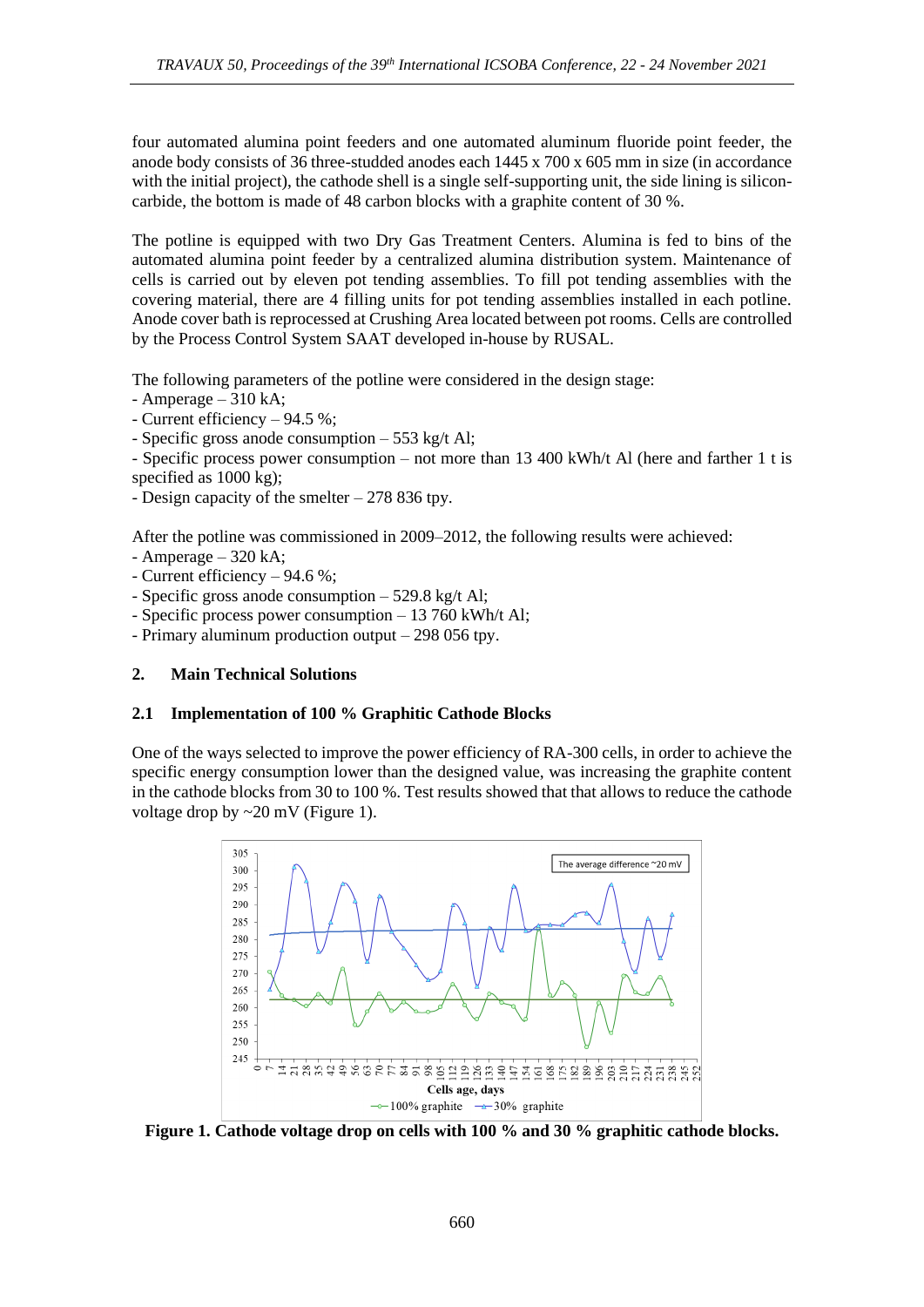four automated alumina point feeders and one automated aluminum fluoride point feeder, the anode body consists of 36 three-studded anodes each 1445 x 700 x 605 mm in size (in accordance with the initial project), the cathode shell is a single self-supporting unit, the side lining is silicon-carbide, the bottom is made of 48 carbon blocks with a graphite content of 30 %.

The potline is equipped with two Dry Gas Treatment Centers. Alumina is fed to bins of the automated alumina point feeder by a centralized alumina distribution system. Maintenance of cells is carried out by eleven pot tending assemblies. To fill pot tending assemblies with the covering material, there are 4 filling units for pot tending assemblies installed in each potline. Anode cover bath is reprocessed at Crushing Area located between pot rooms. Cells are controlled by the Process Control System SAAT developed in-house by RUSAL.

The following parameters of the potline were considered in the design stage:
- Amperage – 310 kA;
- Current efficiency – 94.5 %;
- Specific gross anode consumption – 553 kg/t Al;
- Specific process power consumption – not more than 13 400 kWh/t Al (here and farther 1 t is specified as 1000 kg);
- Design capacity of the smelter – 278 836 tpy.

After the potline was commissioned in 2009–2012, the following results were achieved:
- Amperage – 320 kA;
- Current efficiency – 94.6 %;
- Specific gross anode consumption – 529.8 kg/t Al;
- Specific process power consumption – 13 760 kWh/t Al;
- Primary aluminum production output – 298 056 tpy.

## 2. Main Technical Solutions

### 2.1 Implementation of 100 % Graphitic Cathode Blocks

One of the ways selected to improve the power efficiency of RA-300 cells, in order to achieve the specific energy consumption lower than the designed value, was increasing the graphite content in the cathode blocks from 30 to 100 %. Test results showed that that allows to reduce the cathode voltage drop by ~20 mV (Figure 1).

**Figure 1. Cathode voltage drop on cells with 100 % and 30 % graphitic cathode blocks.**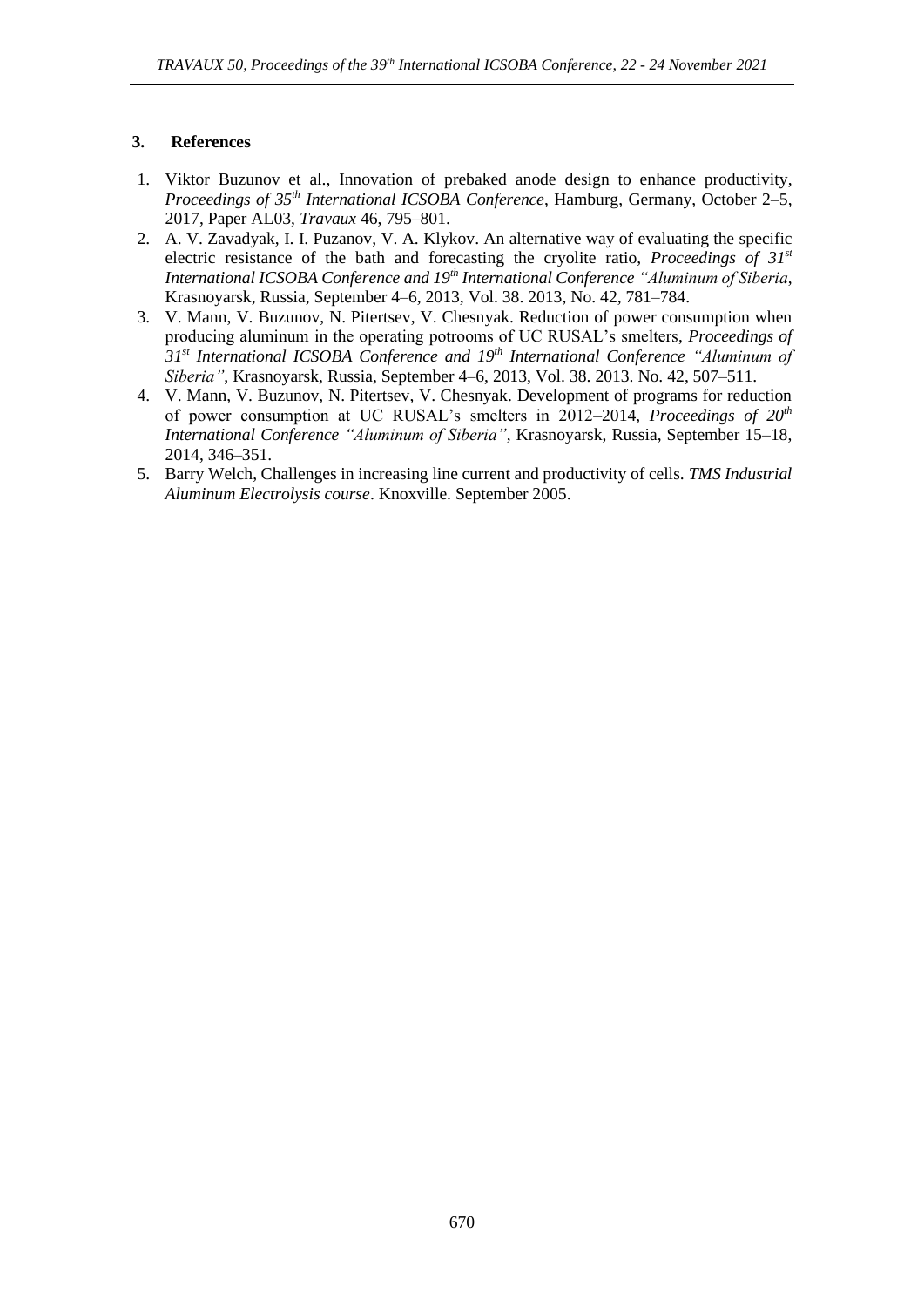## 3. References

1. Viktor Buzunov et al., Innovation of prebaked anode design to enhance productivity, *Proceedings of 35th International ICSOBA Conference*, Hamburg, Germany, October 2–5, 2017, Paper AL03, *Travaux* 46, 795–801.
2. A. V. Zavadyak, I. I. Puzanov, V. A. Klykov. An alternative way of evaluating the specific electric resistance of the bath and forecasting the cryolite ratio, *Proceedings of 31st International ICSOBA Conference and 19th International Conference "Aluminum of Siberia*, Krasnoyarsk, Russia, September 4–6, 2013, Vol. 38. 2013, No. 42, 781–784.
3. V. Mann, V. Buzunov, N. Pitertsev, V. Chesnyak. Reduction of power consumption when producing aluminum in the operating potrooms of UC RUSAL's smelters, *Proceedings of 31st International ICSOBA Conference and 19th International Conference "Aluminum of Siberia"*, Krasnoyarsk, Russia, September 4–6, 2013, Vol. 38. 2013. No. 42, 507–511.
4. V. Mann, V. Buzunov, N. Pitertsev, V. Chesnyak. Development of programs for reduction of power consumption at UC RUSAL's smelters in 2012–2014, *Proceedings of 20th International Conference "Aluminum of Siberia"*, Krasnoyarsk, Russia, September 15–18, 2014, 346–351.
5. Barry Welch, Challenges in increasing line current and productivity of cells. *TMS Industrial Aluminum Electrolysis course*. Knoxville. September 2005.